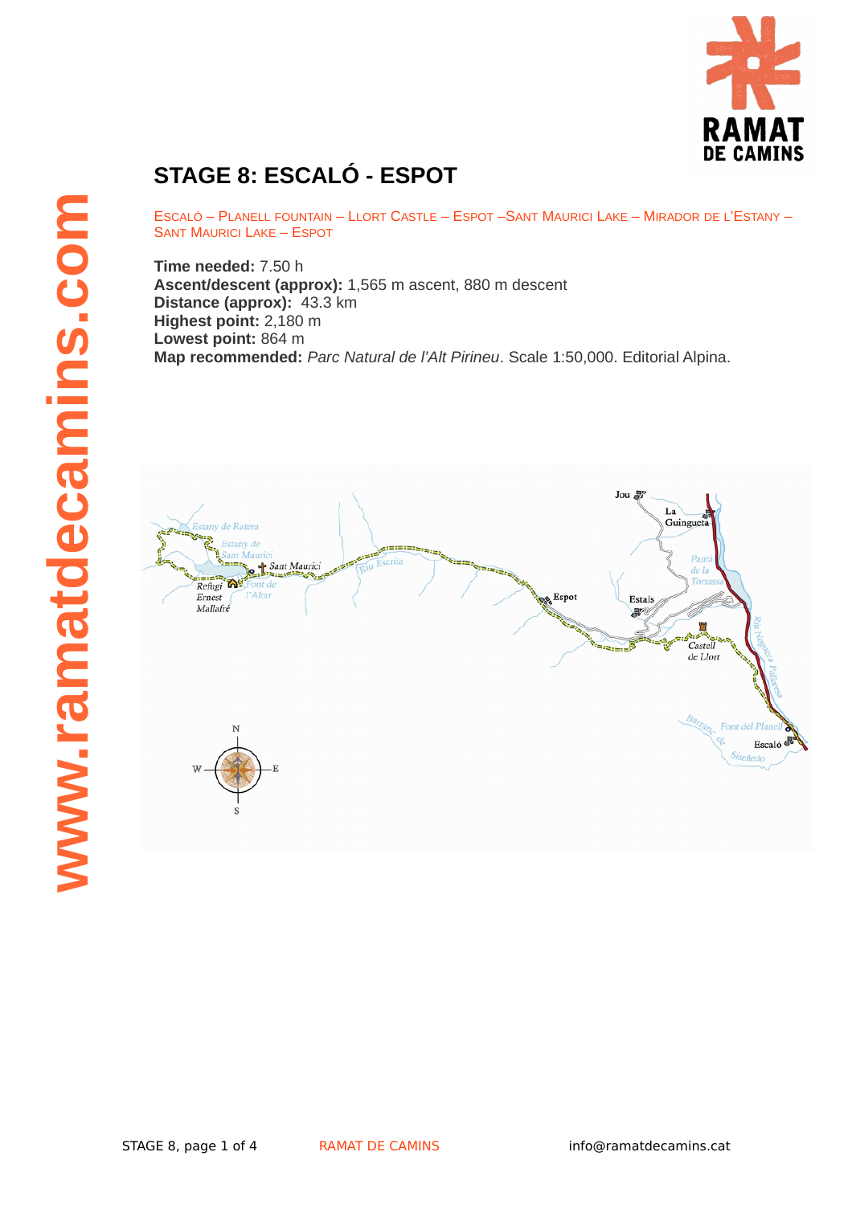# STAGE 8: ESCALÓ - ESPOT

ESCALÓ – PLANELL FOUNTAIN – LLORT CASTLE – ESPOT –SANT MAURICI LAKE – MIRADOR DE L'ESTANY – SANT MAURICI LAKE – ESPOT

**Time needed:** 7.50 h
**Ascent/descent (approx):** 1,565 m ascent, 880 m descent
**Distance (approx):** 43.3 km
**Highest point:** 2,180 m
**Lowest point:** 864 m
**Map recommended:** *Parc Natural de l'Alt Pirineu*. Scale 1:50,000. Editorial Alpina.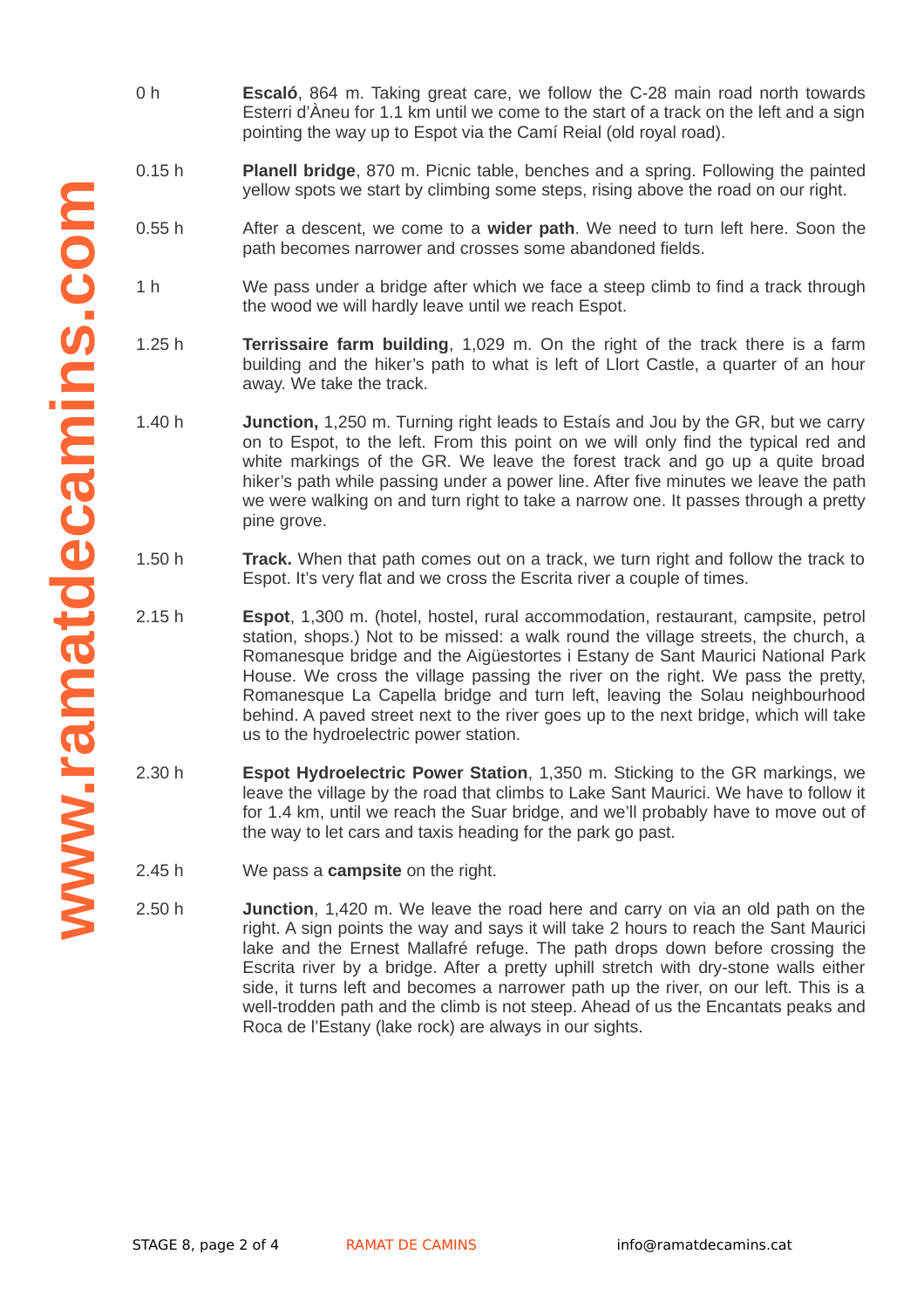| | |
|---|---|
| 0 h | **Escaló**, 864 m. Taking great care, we follow the C-28 main road north towards Esterri d'Àneu for 1.1 km until we come to the start of a track on the left and a sign pointing the way up to Espot via the Camí Reial (old royal road). |
| 0.15 h | **Planell bridge**, 870 m. Picnic table, benches and a spring. Following the painted yellow spots we start by climbing some steps, rising above the road on our right. |
| 0.55 h | After a descent, we come to a **wider path**. We need to turn left here. Soon the path becomes narrower and crosses some abandoned fields. |
| 1 h | We pass under a bridge after which we face a steep climb to find a track through the wood we will hardly leave until we reach Espot. |
| 1.25 h | **Terrissaire farm building**, 1,029 m. On the right of the track there is a farm building and the hiker's path to what is left of Llort Castle, a quarter of an hour away. We take the track. |
| 1.40 h | **Junction,** 1,250 m. Turning right leads to Estaís and Jou by the GR, but we carry on to Espot, to the left. From this point on we will only find the typical red and white markings of the GR. We leave the forest track and go up a quite broad hiker's path while passing under a power line. After five minutes we leave the path we were walking on and turn right to take a narrow one. It passes through a pretty pine grove. |
| 1.50 h | **Track.** When that path comes out on a track, we turn right and follow the track to Espot. It's very flat and we cross the Escrita river a couple of times. |
| 2.15 h | **Espot**, 1,300 m. (hotel, hostel, rural accommodation, restaurant, campsite, petrol station, shops.) Not to be missed: a walk round the village streets, the church, a Romanesque bridge and the Aigüestortes i Estany de Sant Maurici National Park House. We cross the village passing the river on the right. We pass the pretty, Romanesque La Capella bridge and turn left, leaving the Solau neighbourhood behind. A paved street next to the river goes up to the next bridge, which will take us to the hydroelectric power station. |
| 2.30 h | **Espot Hydroelectric Power Station**, 1,350 m. Sticking to the GR markings, we leave the village by the road that climbs to Lake Sant Maurici. We have to follow it for 1.4 km, until we reach the Suar bridge, and we'll probably have to move out of the way to let cars and taxis heading for the park go past. |
| 2.45 h | We pass a **campsite** on the right. |
| 2.50 h | **Junction**, 1,420 m. We leave the road here and carry on via an old path on the right. A sign points the way and says it will take 2 hours to reach the Sant Maurici lake and the Ernest Mallafré refuge. The path drops down before crossing the Escrita river by a bridge. After a pretty uphill stretch with dry-stone walls either side, it turns left and becomes a narrower path up the river, on our left. This is a well-trodden path and the climb is not steep. Ahead of us the Encantats peaks and Roca de l'Estany (lake rock) are always in our sights. |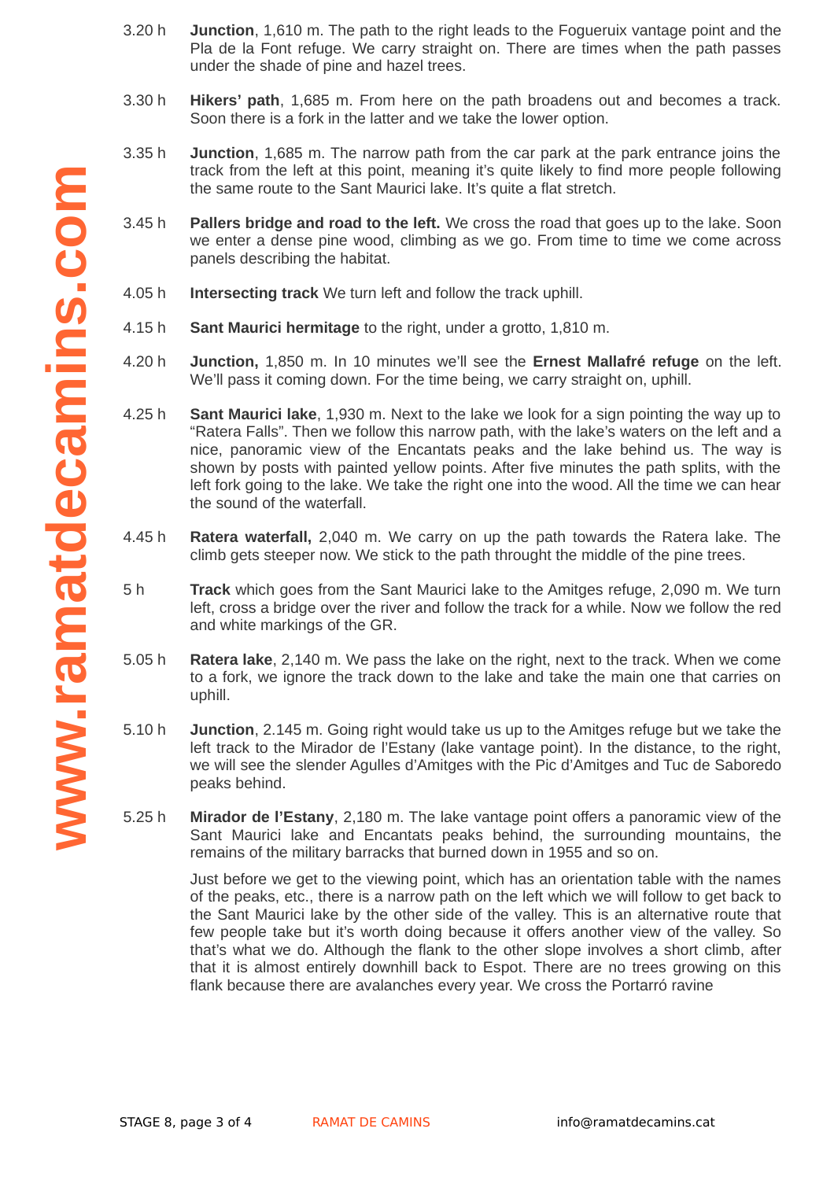3.20 h **Junction**, 1,610 m. The path to the right leads to the Fogueruix vantage point and the Pla de la Font refuge. We carry straight on. There are times when the path passes under the shade of pine and hazel trees.

3.30 h **Hikers' path**, 1,685 m. From here on the path broadens out and becomes a track. Soon there is a fork in the latter and we take the lower option.

3.35 h **Junction**, 1,685 m. The narrow path from the car park at the park entrance joins the track from the left at this point, meaning it's quite likely to find more people following the same route to the Sant Maurici lake. It's quite a flat stretch.

3.45 h **Pallers bridge and road to the left.** We cross the road that goes up to the lake. Soon we enter a dense pine wood, climbing as we go. From time to time we come across panels describing the habitat.

4.05 h **Intersecting track** We turn left and follow the track uphill.

4.15 h **Sant Maurici hermitage** to the right, under a grotto, 1,810 m.

4.20 h **Junction,** 1,850 m. In 10 minutes we'll see the **Ernest Mallafré refuge** on the left. We'll pass it coming down. For the time being, we carry straight on, uphill.

4.25 h **Sant Maurici lake**, 1,930 m. Next to the lake we look for a sign pointing the way up to "Ratera Falls". Then we follow this narrow path, with the lake's waters on the left and a nice, panoramic view of the Encantats peaks and the lake behind us. The way is shown by posts with painted yellow points. After five minutes the path splits, with the left fork going to the lake. We take the right one into the wood. All the time we can hear the sound of the waterfall.

4.45 h **Ratera waterfall,** 2,040 m. We carry on up the path towards the Ratera lake. The climb gets steeper now. We stick to the path throught the middle of the pine trees.

5 h **Track** which goes from the Sant Maurici lake to the Amitges refuge, 2,090 m. We turn left, cross a bridge over the river and follow the track for a while. Now we follow the red and white markings of the GR.

5.05 h **Ratera lake**, 2,140 m. We pass the lake on the right, next to the track. When we come to a fork, we ignore the track down to the lake and take the main one that carries on uphill.

5.10 h **Junction**, 2.145 m. Going right would take us up to the Amitges refuge but we take the left track to the Mirador de l'Estany (lake vantage point). In the distance, to the right, we will see the slender Agulles d'Amitges with the Pic d'Amitges and Tuc de Saboredo peaks behind.

5.25 h **Mirador de l'Estany**, 2,180 m. The lake vantage point offers a panoramic view of the Sant Maurici lake and Encantats peaks behind, the surrounding mountains, the remains of the military barracks that burned down in 1955 and so on.

Just before we get to the viewing point, which has an orientation table with the names of the peaks, etc., there is a narrow path on the left which we will follow to get back to the Sant Maurici lake by the other side of the valley. This is an alternative route that few people take but it's worth doing because it offers another view of the valley. So that's what we do. Although the flank to the other slope involves a short climb, after that it is almost entirely downhill back to Espot. There are no trees growing on this flank because there are avalanches every year. We cross the Portarró ravine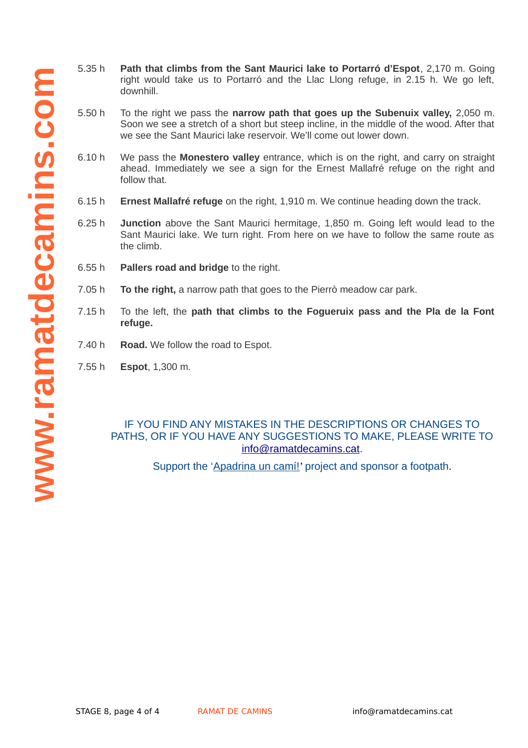5.35 h **Path that climbs from the Sant Maurici lake to Portarró d'Espot**, 2,170 m. Going right would take us to Portarró and the Llac Llong refuge, in 2.15 h. We go left, downhill.

5.50 h To the right we pass the **narrow path that goes up the Subenuix valley,** 2,050 m. Soon we see a stretch of a short but steep incline, in the middle of the wood. After that we see the Sant Maurici lake reservoir. We'll come out lower down.

6.10 h We pass the **Monestero valley** entrance, which is on the right, and carry on straight ahead. Immediately we see a sign for the Ernest Mallafré refuge on the right and follow that.

6.15 h **Ernest Mallafré refuge** on the right, 1,910 m. We continue heading down the track.

6.25 h **Junction** above the Sant Maurici hermitage, 1,850 m. Going left would lead to the Sant Maurici lake. We turn right. From here on we have to follow the same route as the climb.

6.55 h **Pallers road and bridge** to the right.

7.05 h **To the right,** a narrow path that goes to the Pierrò meadow car park.

7.15 h To the left, the **path that climbs to the Fogueruix pass and the Pla de la Font refuge.**

7.40 h **Road.** We follow the road to Espot.

7.55 h **Espot**, 1,300 m.

IF YOU FIND ANY MISTAKES IN THE DESCRIPTIONS OR CHANGES TO PATHS, OR IF YOU HAVE ANY SUGGESTIONS TO MAKE, PLEASE WRITE TO info@ramatdecamins.cat.

Support the 'Apadrina un camí!' project and sponsor a footpath.